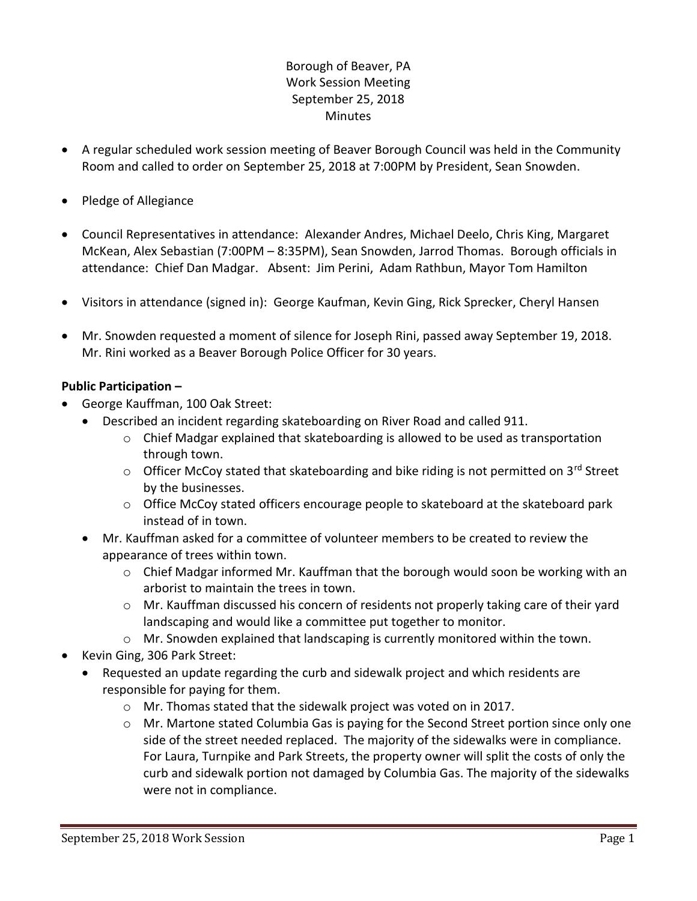Borough of Beaver, PA
Work Session Meeting
September 25, 2018
Minutes

- A regular scheduled work session meeting of Beaver Borough Council was held in the Community Room and called to order on September 25, 2018 at 7:00PM by President, Sean Snowden.
- Pledge of Allegiance
- Council Representatives in attendance: Alexander Andres, Michael Deelo, Chris King, Margaret McKean, Alex Sebastian (7:00PM – 8:35PM), Sean Snowden, Jarrod Thomas. Borough officials in attendance: Chief Dan Madgar. Absent: Jim Perini, Adam Rathbun, Mayor Tom Hamilton
- Visitors in attendance (signed in): George Kaufman, Kevin Ging, Rick Sprecker, Cheryl Hansen
- Mr. Snowden requested a moment of silence for Joseph Rini, passed away September 19, 2018. Mr. Rini worked as a Beaver Borough Police Officer for 30 years.

**Public Participation –**

- George Kauffman, 100 Oak Street:
  - Described an incident regarding skateboarding on River Road and called 911.
    - Chief Madgar explained that skateboarding is allowed to be used as transportation through town.
    - Officer McCoy stated that skateboarding and bike riding is not permitted on 3rd Street by the businesses.
    - Office McCoy stated officers encourage people to skateboard at the skateboard park instead of in town.
  - Mr. Kauffman asked for a committee of volunteer members to be created to review the appearance of trees within town.
    - Chief Madgar informed Mr. Kauffman that the borough would soon be working with an arborist to maintain the trees in town.
    - Mr. Kauffman discussed his concern of residents not properly taking care of their yard landscaping and would like a committee put together to monitor.
    - Mr. Snowden explained that landscaping is currently monitored within the town.
- Kevin Ging, 306 Park Street:
  - Requested an update regarding the curb and sidewalk project and which residents are responsible for paying for them.
    - Mr. Thomas stated that the sidewalk project was voted on in 2017.
    - Mr. Martone stated Columbia Gas is paying for the Second Street portion since only one side of the street needed replaced. The majority of the sidewalks were in compliance. For Laura, Turnpike and Park Streets, the property owner will split the costs of only the curb and sidewalk portion not damaged by Columbia Gas. The majority of the sidewalks were not in compliance.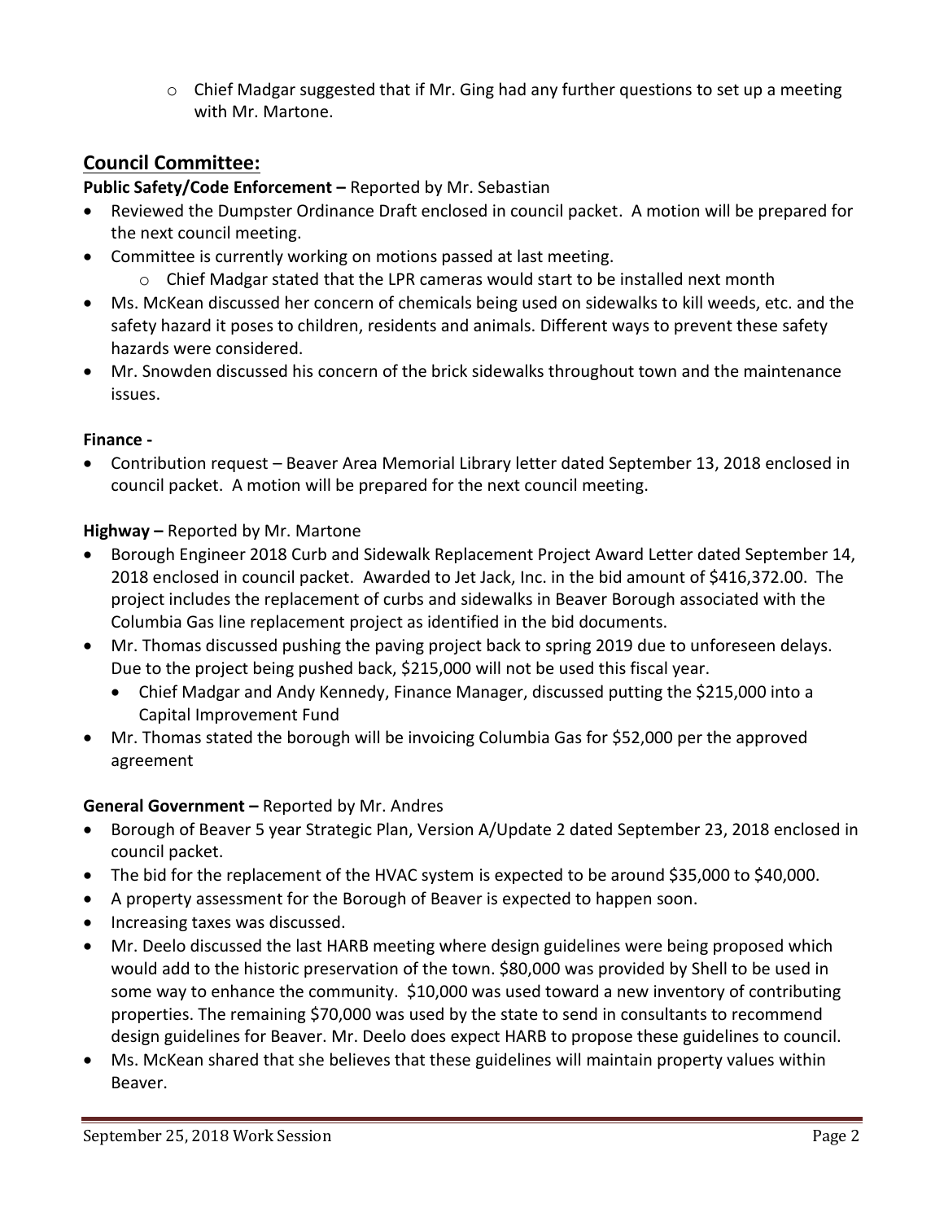- Chief Madgar suggested that if Mr. Ging had any further questions to set up a meeting with Mr. Martone.

## Council Committee:

**Public Safety/Code Enforcement –** Reported by Mr. Sebastian

- Reviewed the Dumpster Ordinance Draft enclosed in council packet. A motion will be prepared for the next council meeting.
- Committee is currently working on motions passed at last meeting.
  - Chief Madgar stated that the LPR cameras would start to be installed next month
- Ms. McKean discussed her concern of chemicals being used on sidewalks to kill weeds, etc. and the safety hazard it poses to children, residents and animals. Different ways to prevent these safety hazards were considered.
- Mr. Snowden discussed his concern of the brick sidewalks throughout town and the maintenance issues.

**Finance -**

- Contribution request – Beaver Area Memorial Library letter dated September 13, 2018 enclosed in council packet. A motion will be prepared for the next council meeting.

**Highway –** Reported by Mr. Martone

- Borough Engineer 2018 Curb and Sidewalk Replacement Project Award Letter dated September 14, 2018 enclosed in council packet. Awarded to Jet Jack, Inc. in the bid amount of $416,372.00. The project includes the replacement of curbs and sidewalks in Beaver Borough associated with the Columbia Gas line replacement project as identified in the bid documents.
- Mr. Thomas discussed pushing the paving project back to spring 2019 due to unforeseen delays. Due to the project being pushed back, $215,000 will not be used this fiscal year.
  - Chief Madgar and Andy Kennedy, Finance Manager, discussed putting the $215,000 into a Capital Improvement Fund
- Mr. Thomas stated the borough will be invoicing Columbia Gas for $52,000 per the approved agreement

**General Government –** Reported by Mr. Andres

- Borough of Beaver 5 year Strategic Plan, Version A/Update 2 dated September 23, 2018 enclosed in council packet.
- The bid for the replacement of the HVAC system is expected to be around $35,000 to $40,000.
- A property assessment for the Borough of Beaver is expected to happen soon.
- Increasing taxes was discussed.
- Mr. Deelo discussed the last HARB meeting where design guidelines were being proposed which would add to the historic preservation of the town. $80,000 was provided by Shell to be used in some way to enhance the community. $10,000 was used toward a new inventory of contributing properties. The remaining $70,000 was used by the state to send in consultants to recommend design guidelines for Beaver. Mr. Deelo does expect HARB to propose these guidelines to council.
- Ms. McKean shared that she believes that these guidelines will maintain property values within Beaver.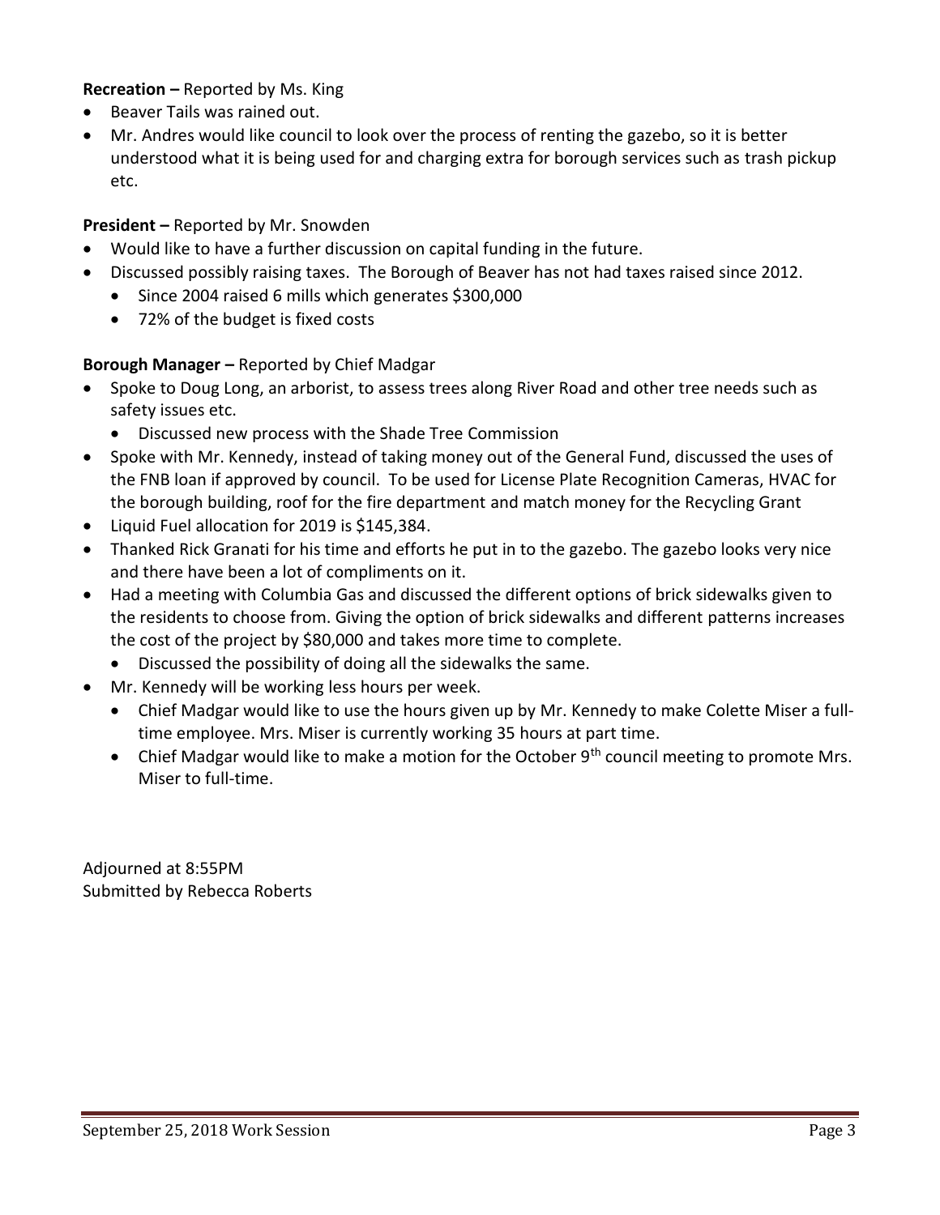**Recreation –** Reported by Ms. King

- Beaver Tails was rained out.
- Mr. Andres would like council to look over the process of renting the gazebo, so it is better understood what it is being used for and charging extra for borough services such as trash pickup etc.

**President –** Reported by Mr. Snowden

- Would like to have a further discussion on capital funding in the future.
- Discussed possibly raising taxes. The Borough of Beaver has not had taxes raised since 2012.
  - Since 2004 raised 6 mills which generates $300,000
  - 72% of the budget is fixed costs

**Borough Manager –** Reported by Chief Madgar

- Spoke to Doug Long, an arborist, to assess trees along River Road and other tree needs such as safety issues etc.
  - Discussed new process with the Shade Tree Commission
- Spoke with Mr. Kennedy, instead of taking money out of the General Fund, discussed the uses of the FNB loan if approved by council. To be used for License Plate Recognition Cameras, HVAC for the borough building, roof for the fire department and match money for the Recycling Grant
- Liquid Fuel allocation for 2019 is $145,384.
- Thanked Rick Granati for his time and efforts he put in to the gazebo. The gazebo looks very nice and there have been a lot of compliments on it.
- Had a meeting with Columbia Gas and discussed the different options of brick sidewalks given to the residents to choose from. Giving the option of brick sidewalks and different patterns increases the cost of the project by $80,000 and takes more time to complete.
  - Discussed the possibility of doing all the sidewalks the same.
- Mr. Kennedy will be working less hours per week.
  - Chief Madgar would like to use the hours given up by Mr. Kennedy to make Colette Miser a full-time employee. Mrs. Miser is currently working 35 hours at part time.
  - Chief Madgar would like to make a motion for the October 9th council meeting to promote Mrs. Miser to full-time.

Adjourned at 8:55PM
Submitted by Rebecca Roberts